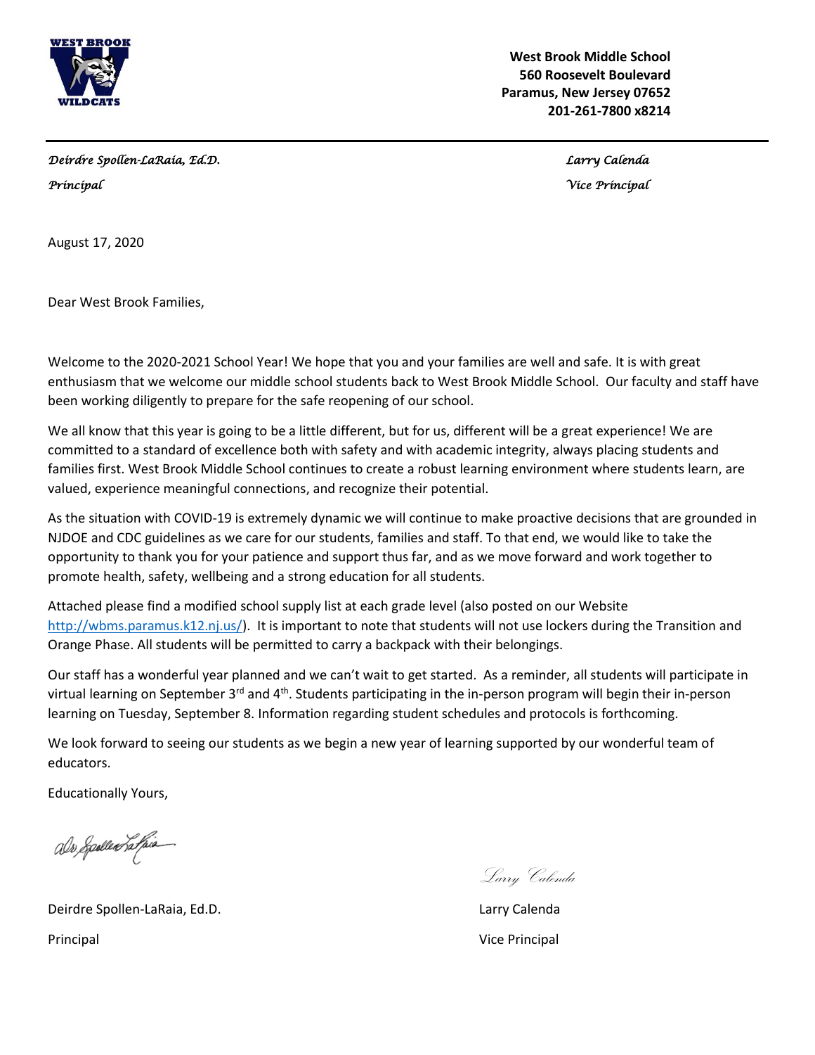**West Brook Middle School**
**560 Roosevelt Boulevard**
**Paramus, New Jersey 07652**
**201-261-7800 x8214**

*Deirdre Spollen-LaRaia, Ed.D.*
*Principal*

*Larry Calenda*
*Vice Principal*

August 17, 2020

Dear West Brook Families,

Welcome to the 2020-2021 School Year! We hope that you and your families are well and safe. It is with great enthusiasm that we welcome our middle school students back to West Brook Middle School. Our faculty and staff have been working diligently to prepare for the safe reopening of our school.

We all know that this year is going to be a little different, but for us, different will be a great experience! We are committed to a standard of excellence both with safety and with academic integrity, always placing students and families first. West Brook Middle School continues to create a robust learning environment where students learn, are valued, experience meaningful connections, and recognize their potential.

As the situation with COVID-19 is extremely dynamic we will continue to make proactive decisions that are grounded in NJDOE and CDC guidelines as we care for our students, families and staff. To that end, we would like to take the opportunity to thank you for your patience and support thus far, and as we move forward and work together to promote health, safety, wellbeing and a strong education for all students.

Attached please find a modified school supply list at each grade level (also posted on our Website [http://wbms.paramus.k12.nj.us/](http://wbms.paramus.k12.nj.us/)). It is important to note that students will not use lockers during the Transition and Orange Phase. All students will be permitted to carry a backpack with their belongings.

Our staff has a wonderful year planned and we can't wait to get started. As a reminder, all students will participate in virtual learning on September 3rd and 4th. Students participating in the in-person program will begin their in-person learning on Tuesday, September 8. Information regarding student schedules and protocols is forthcoming.

We look forward to seeing our students as we begin a new year of learning supported by our wonderful team of educators.

Educationally Yours,

Deirdre Spollen-LaRaia, Ed.D.
Principal

Larry Calenda
Vice Principal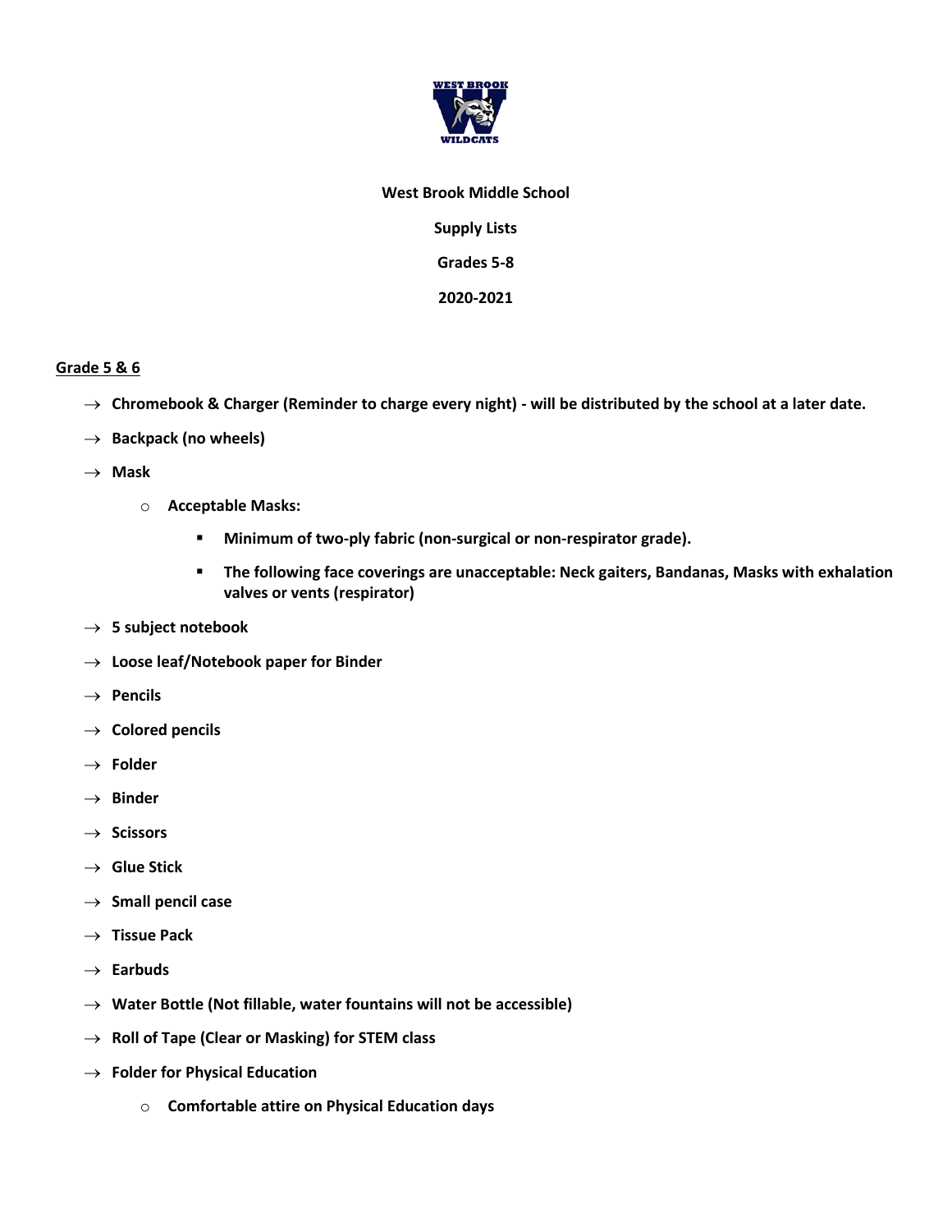**West Brook Middle School**

**Supply Lists**

**Grades 5-8**

**2020-2021**

## Grade 5 & 6

- **Chromebook & Charger (Reminder to charge every night) - will be distributed by the school at a later date.**
- **Backpack (no wheels)**
- **Mask**
  - **Acceptable Masks:**
    - **Minimum of two-ply fabric (non-surgical or non-respirator grade).**
    - **The following face coverings are unacceptable: Neck gaiters, Bandanas, Masks with exhalation valves or vents (respirator)**
- **5 subject notebook**
- **Loose leaf/Notebook paper for Binder**
- **Pencils**
- **Colored pencils**
- **Folder**
- **Binder**
- **Scissors**
- **Glue Stick**
- **Small pencil case**
- **Tissue Pack**
- **Earbuds**
- **Water Bottle (Not fillable, water fountains will not be accessible)**
- **Roll of Tape (Clear or Masking) for STEM class**
- **Folder for Physical Education**
  - **Comfortable attire on Physical Education days**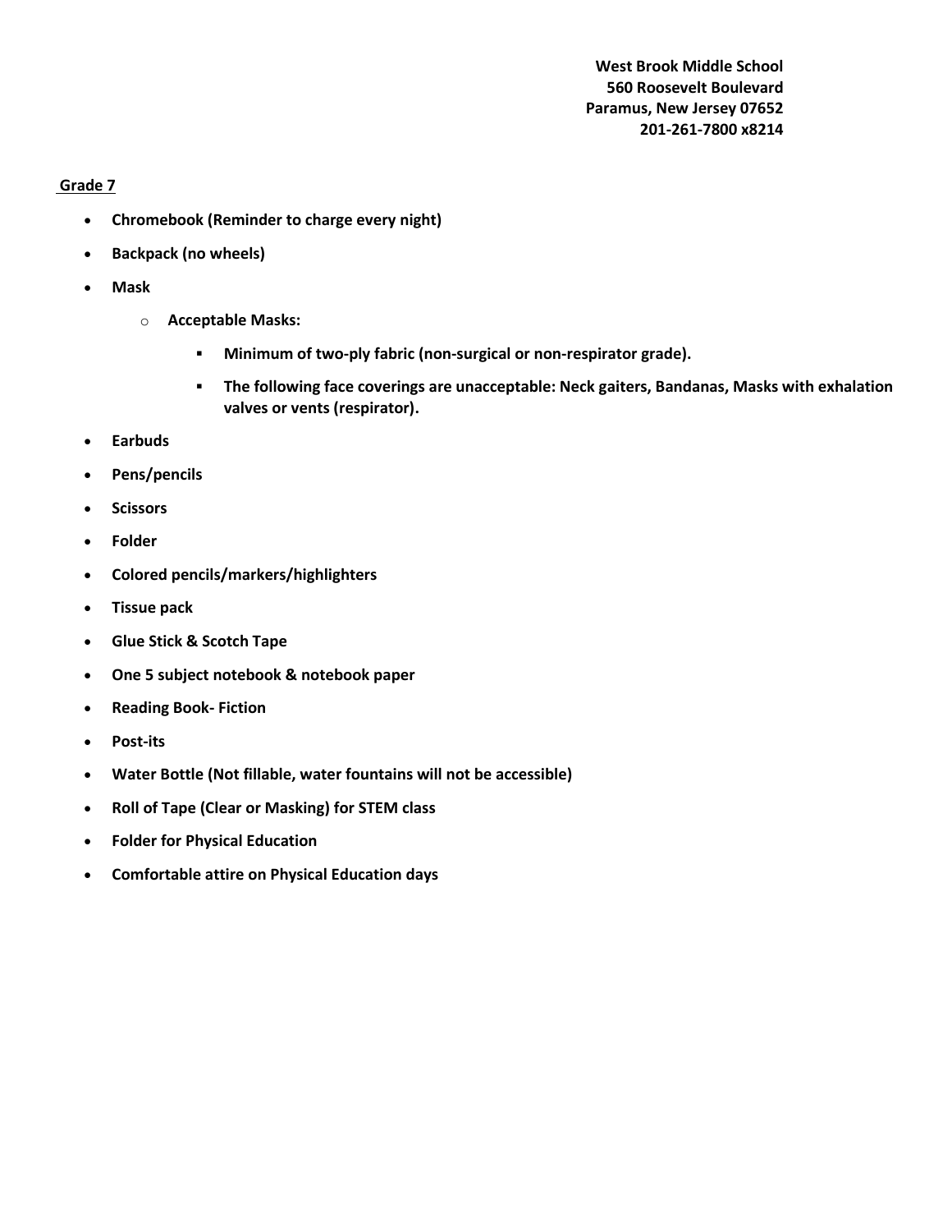**West Brook Middle School**
**560 Roosevelt Boulevard**
**Paramus, New Jersey 07652**
**201-261-7800 x8214**

## Grade 7

- **Chromebook (Reminder to charge every night)**
- **Backpack (no wheels)**
- **Mask**
  - **Acceptable Masks:**
    - **Minimum of two-ply fabric (non-surgical or non-respirator grade).**
    - **The following face coverings are unacceptable: Neck gaiters, Bandanas, Masks with exhalation valves or vents (respirator).**
- **Earbuds**
- **Pens/pencils**
- **Scissors**
- **Folder**
- **Colored pencils/markers/highlighters**
- **Tissue pack**
- **Glue Stick & Scotch Tape**
- **One 5 subject notebook & notebook paper**
- **Reading Book- Fiction**
- **Post-its**
- **Water Bottle (Not fillable, water fountains will not be accessible)**
- **Roll of Tape (Clear or Masking) for STEM class**
- **Folder for Physical Education**
- **Comfortable attire on Physical Education days**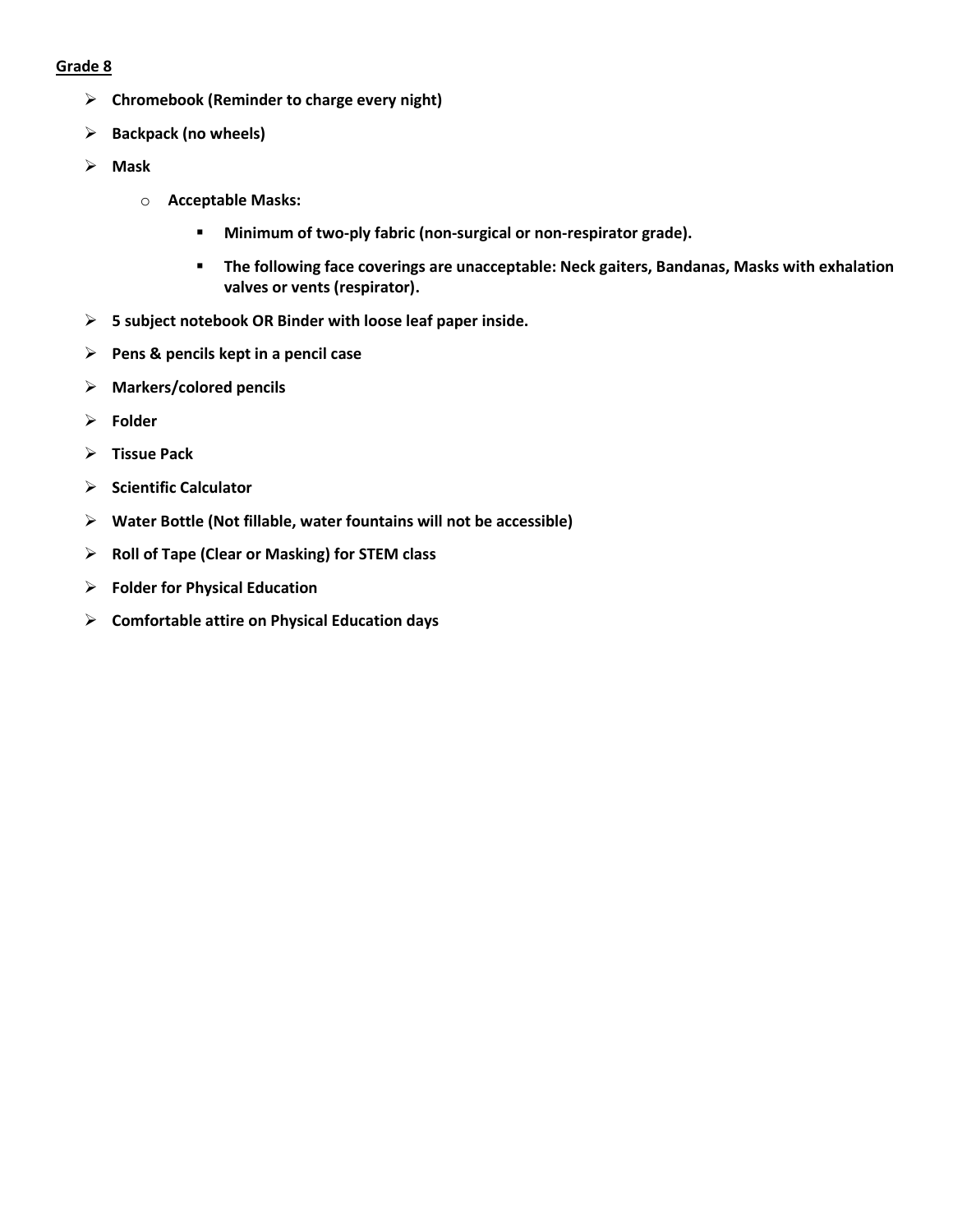**Grade 8**

- **Chromebook (Reminder to charge every night)**
- **Backpack (no wheels)**
- **Mask**
  - **Acceptable Masks:**
    - **Minimum of two-ply fabric (non-surgical or non-respirator grade).**
    - **The following face coverings are unacceptable: Neck gaiters, Bandanas, Masks with exhalation valves or vents (respirator).**
- **5 subject notebook OR Binder with loose leaf paper inside.**
- **Pens & pencils kept in a pencil case**
- **Markers/colored pencils**
- **Folder**
- **Tissue Pack**
- **Scientific Calculator**
- **Water Bottle (Not fillable, water fountains will not be accessible)**
- **Roll of Tape (Clear or Masking) for STEM class**
- **Folder for Physical Education**
- **Comfortable attire on Physical Education days**